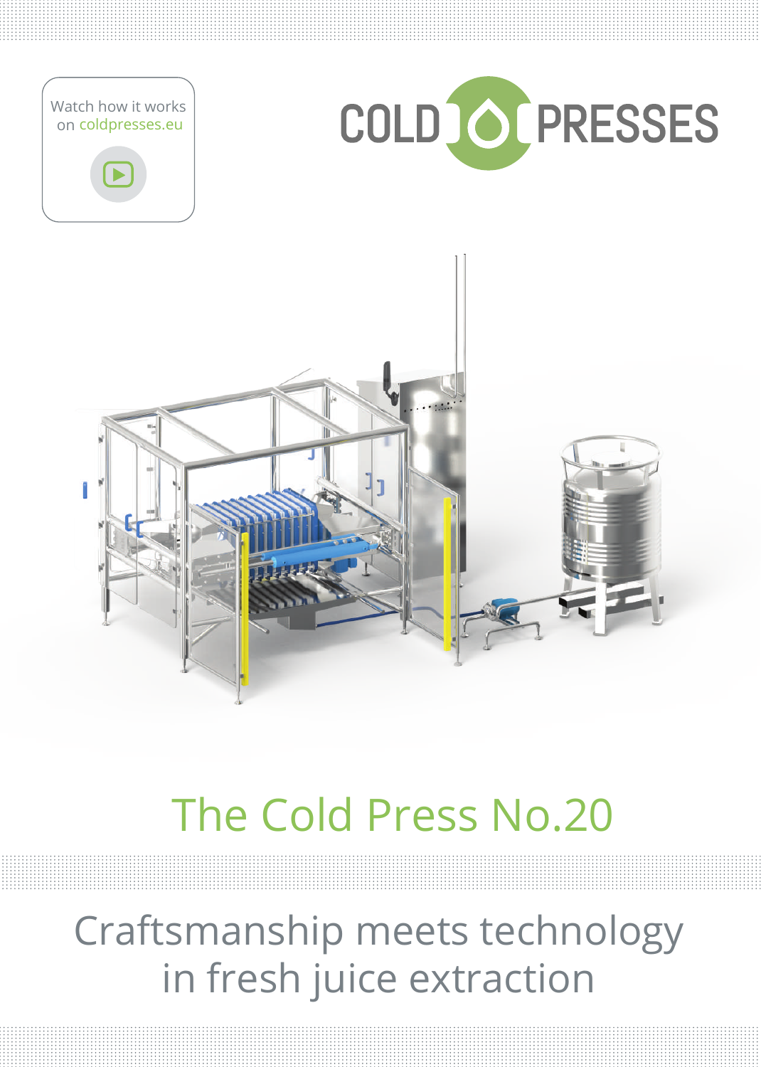Watch how it works on coldpresses.eu

COLD PRESSES

# The Cold Press No.20

## Craftsmanship meets technology in fresh juice extraction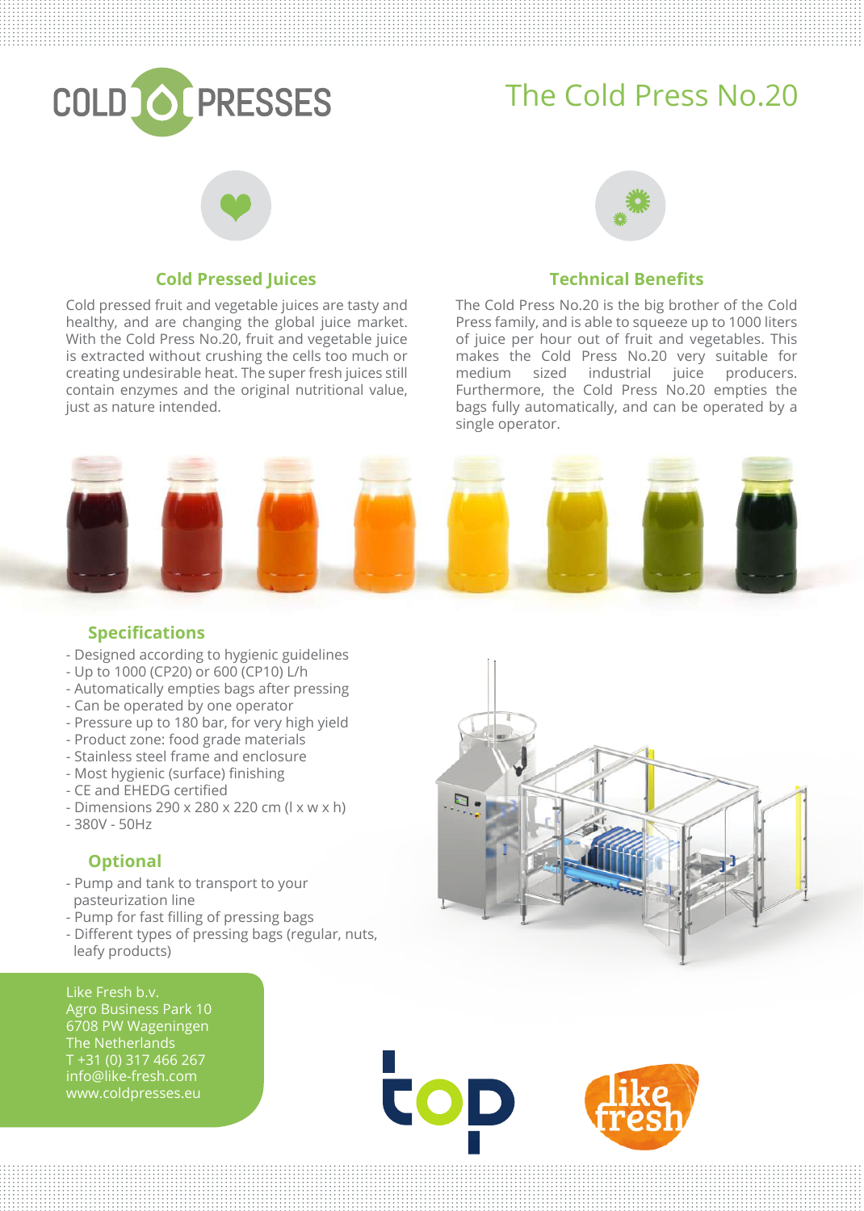COLD PRESSES

# The Cold Press No.20

## Cold Pressed Juices

Cold pressed fruit and vegetable juices are tasty and healthy, and are changing the global juice market. With the Cold Press No.20, fruit and vegetable juice is extracted without crushing the cells too much or creating undesirable heat. The super fresh juices still contain enzymes and the original nutritional value, just as nature intended.

## Technical Benefits

The Cold Press No.20 is the big brother of the Cold Press family, and is able to squeeze up to 1000 liters of juice per hour out of fruit and vegetables. This makes the Cold Press No.20 very suitable for medium sized industrial juice producers. Furthermore, the Cold Press No.20 empties the bags fully automatically, and can be operated by a single operator.

## Specifications

- Designed according to hygienic guidelines
- Up to 1000 (CP20) or 600 (CP10) L/h
- Automatically empties bags after pressing
- Can be operated by one operator
- Pressure up to 180 bar, for very high yield
- Product zone: food grade materials
- Stainless steel frame and enclosure
- Most hygienic (surface) finishing
- CE and EHEDG certified
- Dimensions 290 x 280 x 220 cm (l x w x h)
- 380V - 50Hz

## Optional

- Pump and tank to transport to your pasteurization line
- Pump for fast filling of pressing bags
- Different types of pressing bags (regular, nuts, leafy products)

Like Fresh b.v.
Agro Business Park 10
6708 PW Wageningen
The Netherlands
T +31 (0) 317 466 267
info@like-fresh.com
www.coldpresses.eu

top

like fresh